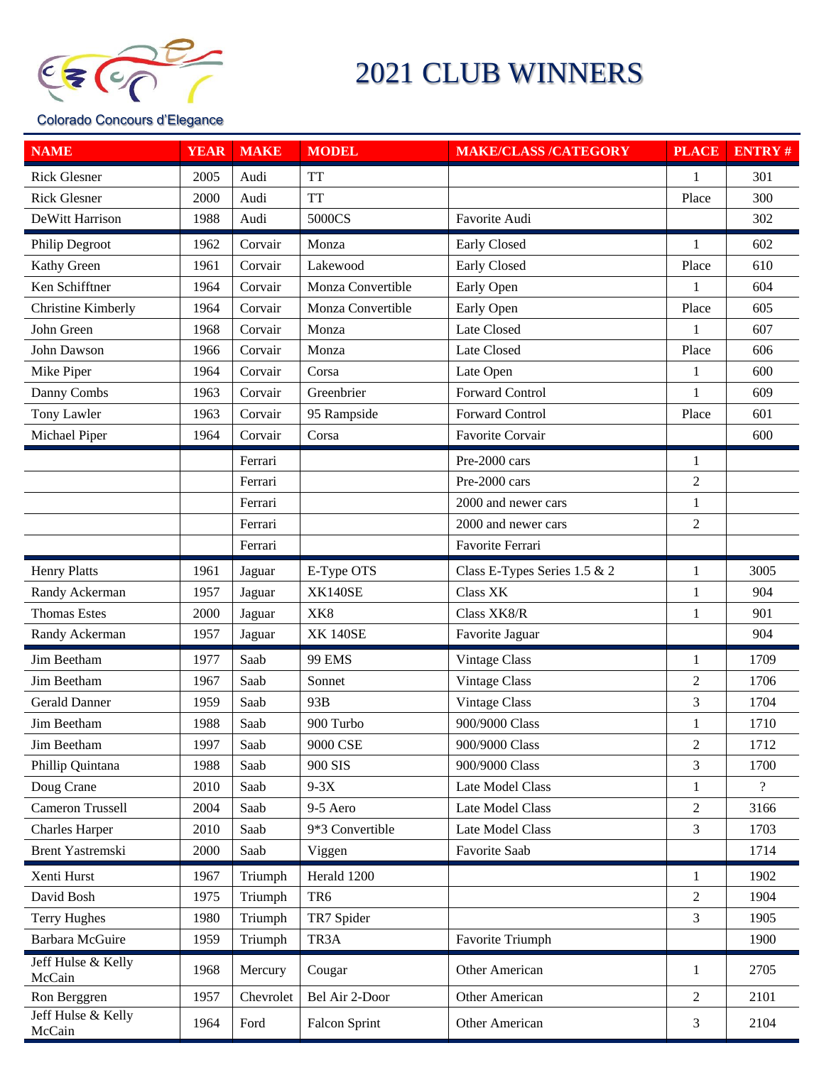Colorado Concours d'Elegance

# 2021 CLUB WINNERS

| NAME | YEAR | MAKE | MODEL | MAKE/CLASS /CATEGORY | PLACE | ENTRY # |
|---|---|---|---|---|---|---|
| Rick Glesner | 2005 | Audi | TT | | 1 | 301 |
| Rick Glesner | 2000 | Audi | TT | | Place | 300 |
| DeWitt Harrison | 1988 | Audi | 5000CS | Favorite Audi | | 302 |
| Philip Degroot | 1962 | Corvair | Monza | Early Closed | 1 | 602 |
| Kathy Green | 1961 | Corvair | Lakewood | Early Closed | Place | 610 |
| Ken Schifftner | 1964 | Corvair | Monza Convertible | Early Open | 1 | 604 |
| Christine Kimberly | 1964 | Corvair | Monza Convertible | Early Open | Place | 605 |
| John Green | 1968 | Corvair | Monza | Late Closed | 1 | 607 |
| John Dawson | 1966 | Corvair | Monza | Late Closed | Place | 606 |
| Mike Piper | 1964 | Corvair | Corsa | Late Open | 1 | 600 |
| Danny Combs | 1963 | Corvair | Greenbrier | Forward Control | 1 | 609 |
| Tony Lawler | 1963 | Corvair | 95 Rampside | Forward Control | Place | 601 |
| Michael Piper | 1964 | Corvair | Corsa | Favorite Corvair | | 600 |
| | | Ferrari | | Pre-2000 cars | 1 | |
| | | Ferrari | | Pre-2000 cars | 2 | |
| | | Ferrari | | 2000 and newer cars | 1 | |
| | | Ferrari | | 2000 and newer cars | 2 | |
| | | Ferrari | | Favorite Ferrari | | |
| Henry Platts | 1961 | Jaguar | E-Type OTS | Class E-Types Series 1.5 & 2 | 1 | 3005 |
| Randy Ackerman | 1957 | Jaguar | XK140SE | Class XK | 1 | 904 |
| Thomas Estes | 2000 | Jaguar | XK8 | Class XK8/R | 1 | 901 |
| Randy Ackerman | 1957 | Jaguar | XK 140SE | Favorite Jaguar | | 904 |
| Jim Beetham | 1977 | Saab | 99 EMS | Vintage Class | 1 | 1709 |
| Jim Beetham | 1967 | Saab | Sonnet | Vintage Class | 2 | 1706 |
| Gerald Danner | 1959 | Saab | 93B | Vintage Class | 3 | 1704 |
| Jim Beetham | 1988 | Saab | 900 Turbo | 900/9000 Class | 1 | 1710 |
| Jim Beetham | 1997 | Saab | 9000 CSE | 900/9000 Class | 2 | 1712 |
| Phillip Quintana | 1988 | Saab | 900 SIS | 900/9000 Class | 3 | 1700 |
| Doug Crane | 2010 | Saab | 9-3X | Late Model Class | 1 | ? |
| Cameron Trussell | 2004 | Saab | 9-5 Aero | Late Model Class | 2 | 3166 |
| Charles Harper | 2010 | Saab | 9*3 Convertible | Late Model Class | 3 | 1703 |
| Brent Yastremski | 2000 | Saab | Viggen | Favorite Saab | | 1714 |
| Xenti Hurst | 1967 | Triumph | Herald 1200 | | 1 | 1902 |
| David Bosh | 1975 | Triumph | TR6 | | 2 | 1904 |
| Terry Hughes | 1980 | Triumph | TR7 Spider | | 3 | 1905 |
| Barbara McGuire | 1959 | Triumph | TR3A | Favorite Triumph | | 1900 |
| Jeff Hulse & Kelly McCain | 1968 | Mercury | Cougar | Other American | 1 | 2705 |
| Ron Berggren | 1957 | Chevrolet | Bel Air 2-Door | Other American | 2 | 2101 |
| Jeff Hulse & Kelly McCain | 1964 | Ford | Falcon Sprint | Other American | 3 | 2104 |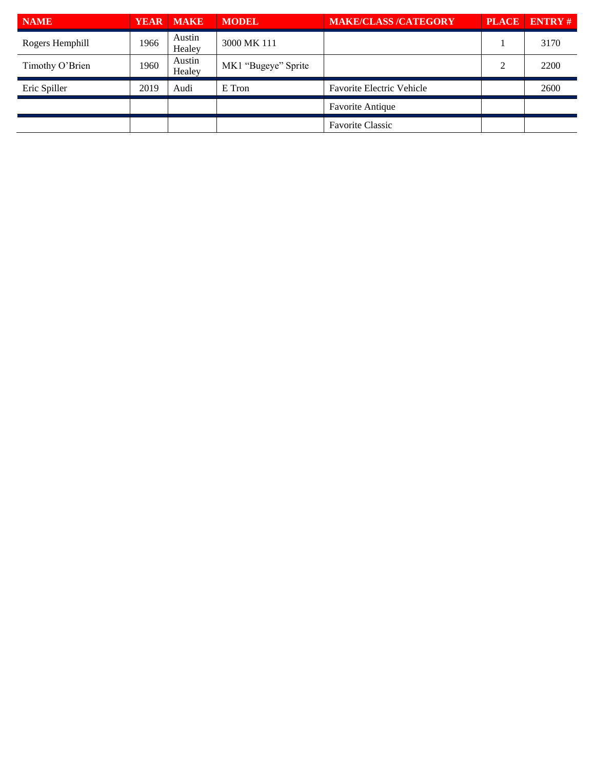| NAME | YEAR | MAKE | MODEL | MAKE/CLASS /CATEGORY | PLACE | ENTRY # |
|---|---|---|---|---|---|---|
| Rogers Hemphill | 1966 | Austin Healey | 3000 MK 111 | | 1 | 3170 |
| Timothy O’Brien | 1960 | Austin Healey | MK1 “Bugeye” Sprite | | 2 | 2200 |
| Eric Spiller | 2019 | Audi | E Tron | Favorite Electric Vehicle | | 2600 |
| | | | | Favorite Antique | | |
| | | | | Favorite Classic | | |